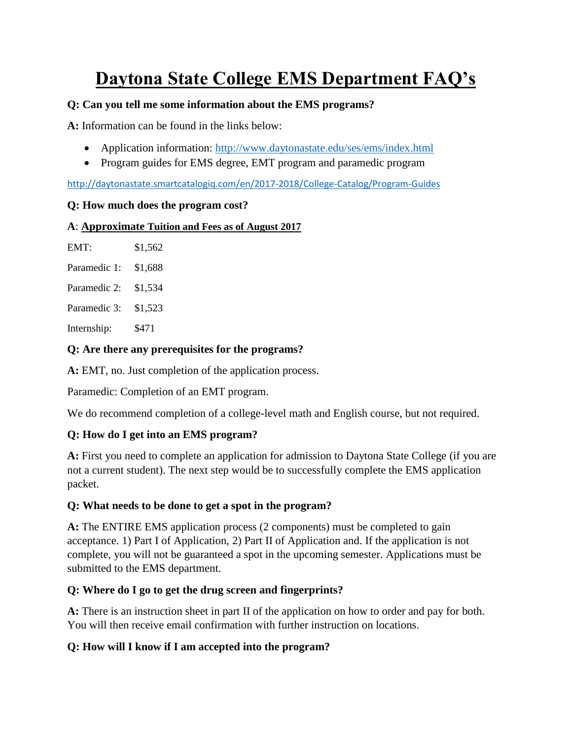# Daytona State College EMS Department FAQ's

**Q: Can you tell me some information about the EMS programs?**

**A:** Information can be found in the links below:

- Application information: http://www.daytonastate.edu/ses/ems/index.html
- Program guides for EMS degree, EMT program and paramedic program

http://daytonastate.smartcatalogiq.com/en/2017-2018/College-Catalog/Program-Guides

**Q: How much does the program cost?**

**A**: **Approximate Tuition and Fees as of August 2017**

| | |
|---|---|
| EMT: | $1,562 |
| Paramedic 1: | $1,688 |
| Paramedic 2: | $1,534 |
| Paramedic 3: | $1,523 |
| Internship: | $471 |

**Q: Are there any prerequisites for the programs?**

**A:** EMT, no. Just completion of the application process.

Paramedic: Completion of an EMT program.

We do recommend completion of a college-level math and English course, but not required.

**Q: How do I get into an EMS program?**

**A:** First you need to complete an application for admission to Daytona State College (if you are not a current student). The next step would be to successfully complete the EMS application packet.

**Q: What needs to be done to get a spot in the program?**

**A:** The ENTIRE EMS application process (2 components) must be completed to gain acceptance. 1) Part I of Application, 2) Part II of Application and. If the application is not complete, you will not be guaranteed a spot in the upcoming semester. Applications must be submitted to the EMS department.

**Q: Where do I go to get the drug screen and fingerprints?**

**A:** There is an instruction sheet in part II of the application on how to order and pay for both. You will then receive email confirmation with further instruction on locations.

**Q: How will I know if I am accepted into the program?**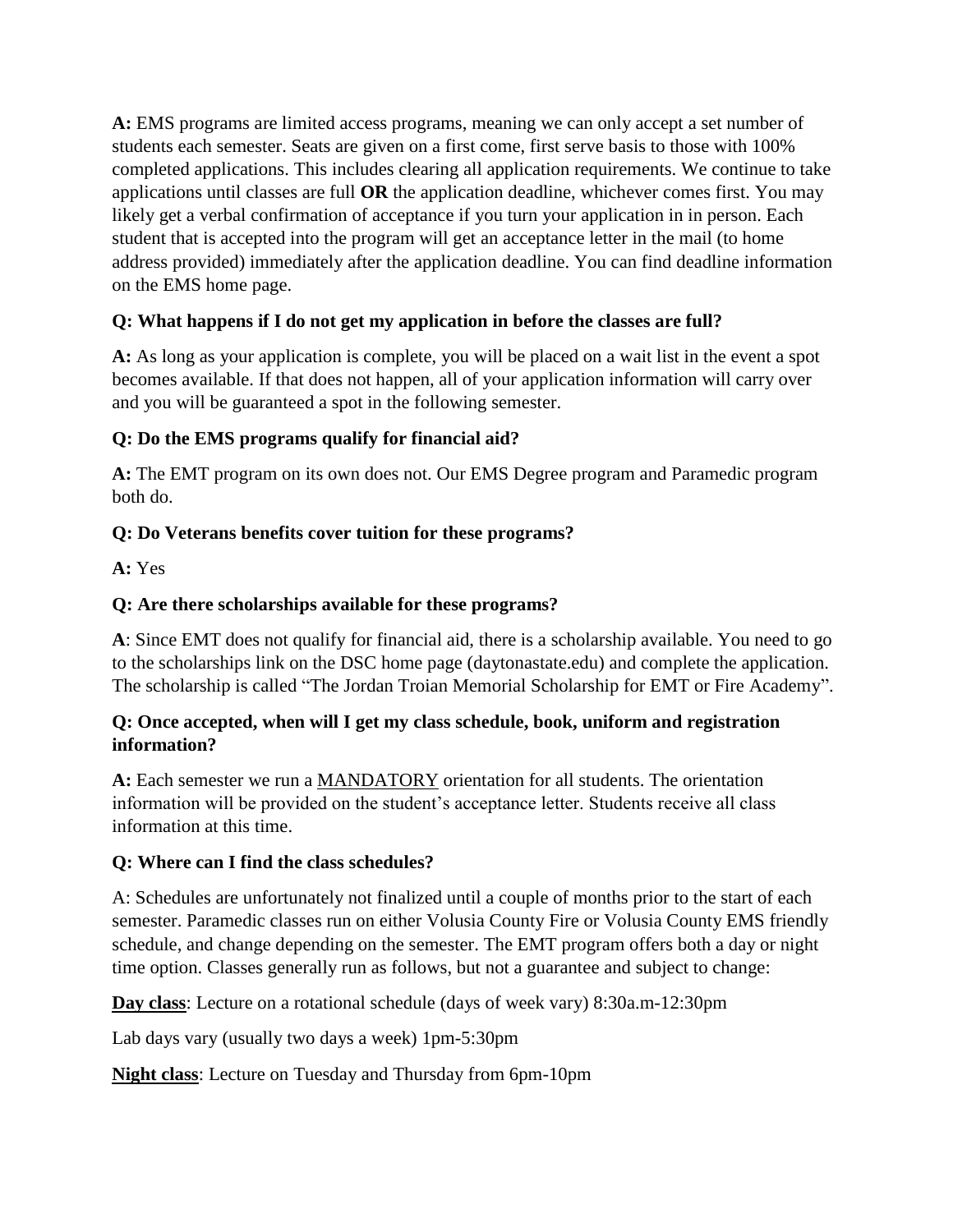**A:** EMS programs are limited access programs, meaning we can only accept a set number of students each semester. Seats are given on a first come, first serve basis to those with 100% completed applications. This includes clearing all application requirements. We continue to take applications until classes are full **OR** the application deadline, whichever comes first. You may likely get a verbal confirmation of acceptance if you turn your application in in person. Each student that is accepted into the program will get an acceptance letter in the mail (to home address provided) immediately after the application deadline. You can find deadline information on the EMS home page.

**Q: What happens if I do not get my application in before the classes are full?**

**A:** As long as your application is complete, you will be placed on a wait list in the event a spot becomes available. If that does not happen, all of your application information will carry over and you will be guaranteed a spot in the following semester.

**Q: Do the EMS programs qualify for financial aid?**

**A:** The EMT program on its own does not. Our EMS Degree program and Paramedic program both do.

**Q: Do Veterans benefits cover tuition for these programs?**

**A:** Yes

**Q: Are there scholarships available for these programs?**

**A**: Since EMT does not qualify for financial aid, there is a scholarship available. You need to go to the scholarships link on the DSC home page (daytonastate.edu) and complete the application. The scholarship is called "The Jordan Troian Memorial Scholarship for EMT or Fire Academy".

**Q: Once accepted, when will I get my class schedule, book, uniform and registration information?**

**A:** Each semester we run a MANDATORY orientation for all students. The orientation information will be provided on the student's acceptance letter. Students receive all class information at this time.

**Q: Where can I find the class schedules?**

A: Schedules are unfortunately not finalized until a couple of months prior to the start of each semester. Paramedic classes run on either Volusia County Fire or Volusia County EMS friendly schedule, and change depending on the semester. The EMT program offers both a day or night time option. Classes generally run as follows, but not a guarantee and subject to change:

**Day class**: Lecture on a rotational schedule (days of week vary) 8:30a.m-12:30pm

Lab days vary (usually two days a week) 1pm-5:30pm

**Night class**: Lecture on Tuesday and Thursday from 6pm-10pm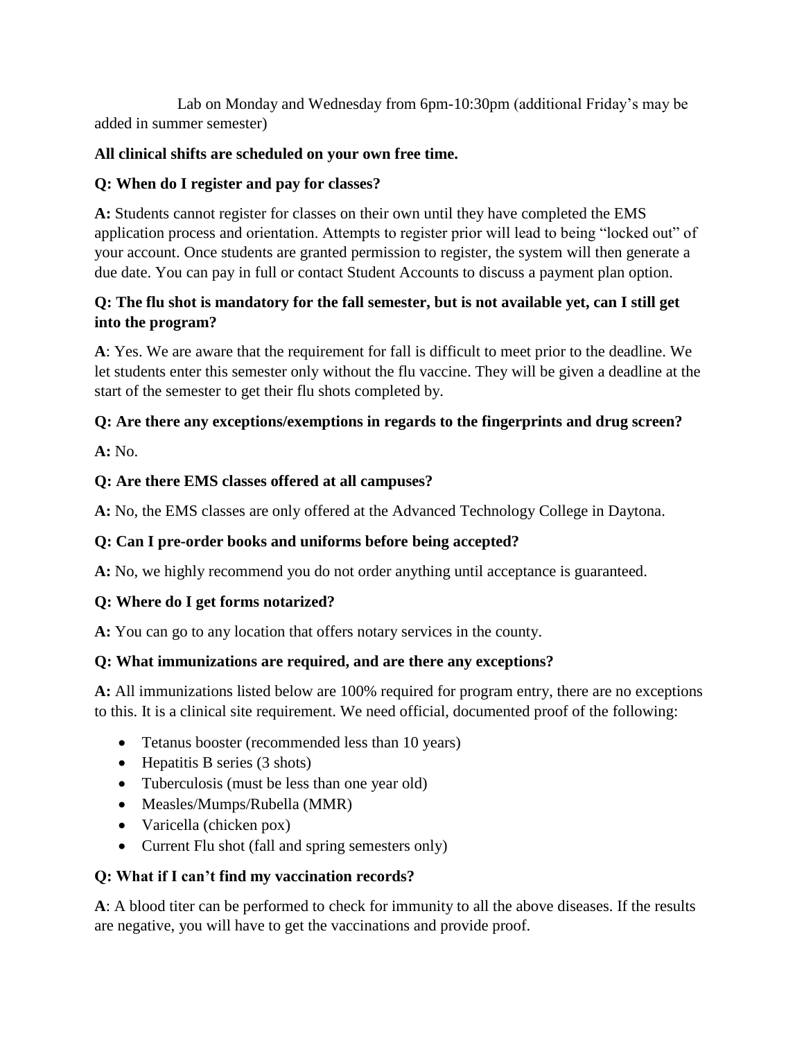Lab on Monday and Wednesday from 6pm-10:30pm (additional Friday's may be added in summer semester)

**All clinical shifts are scheduled on your own free time.**

**Q: When do I register and pay for classes?**

**A:** Students cannot register for classes on their own until they have completed the EMS application process and orientation. Attempts to register prior will lead to being "locked out" of your account. Once students are granted permission to register, the system will then generate a due date. You can pay in full or contact Student Accounts to discuss a payment plan option.

**Q: The flu shot is mandatory for the fall semester, but is not available yet, can I still get into the program?**

**A**: Yes. We are aware that the requirement for fall is difficult to meet prior to the deadline. We let students enter this semester only without the flu vaccine. They will be given a deadline at the start of the semester to get their flu shots completed by.

**Q: Are there any exceptions/exemptions in regards to the fingerprints and drug screen?**

**A:** No.

**Q: Are there EMS classes offered at all campuses?**

**A:** No, the EMS classes are only offered at the Advanced Technology College in Daytona.

**Q: Can I pre-order books and uniforms before being accepted?**

**A:** No, we highly recommend you do not order anything until acceptance is guaranteed.

**Q: Where do I get forms notarized?**

**A:** You can go to any location that offers notary services in the county.

**Q: What immunizations are required, and are there any exceptions?**

**A:** All immunizations listed below are 100% required for program entry, there are no exceptions to this. It is a clinical site requirement. We need official, documented proof of the following:

- Tetanus booster (recommended less than 10 years)
- Hepatitis B series (3 shots)
- Tuberculosis (must be less than one year old)
- Measles/Mumps/Rubella (MMR)
- Varicella (chicken pox)
- Current Flu shot (fall and spring semesters only)

**Q: What if I can't find my vaccination records?**

**A**: A blood titer can be performed to check for immunity to all the above diseases. If the results are negative, you will have to get the vaccinations and provide proof.